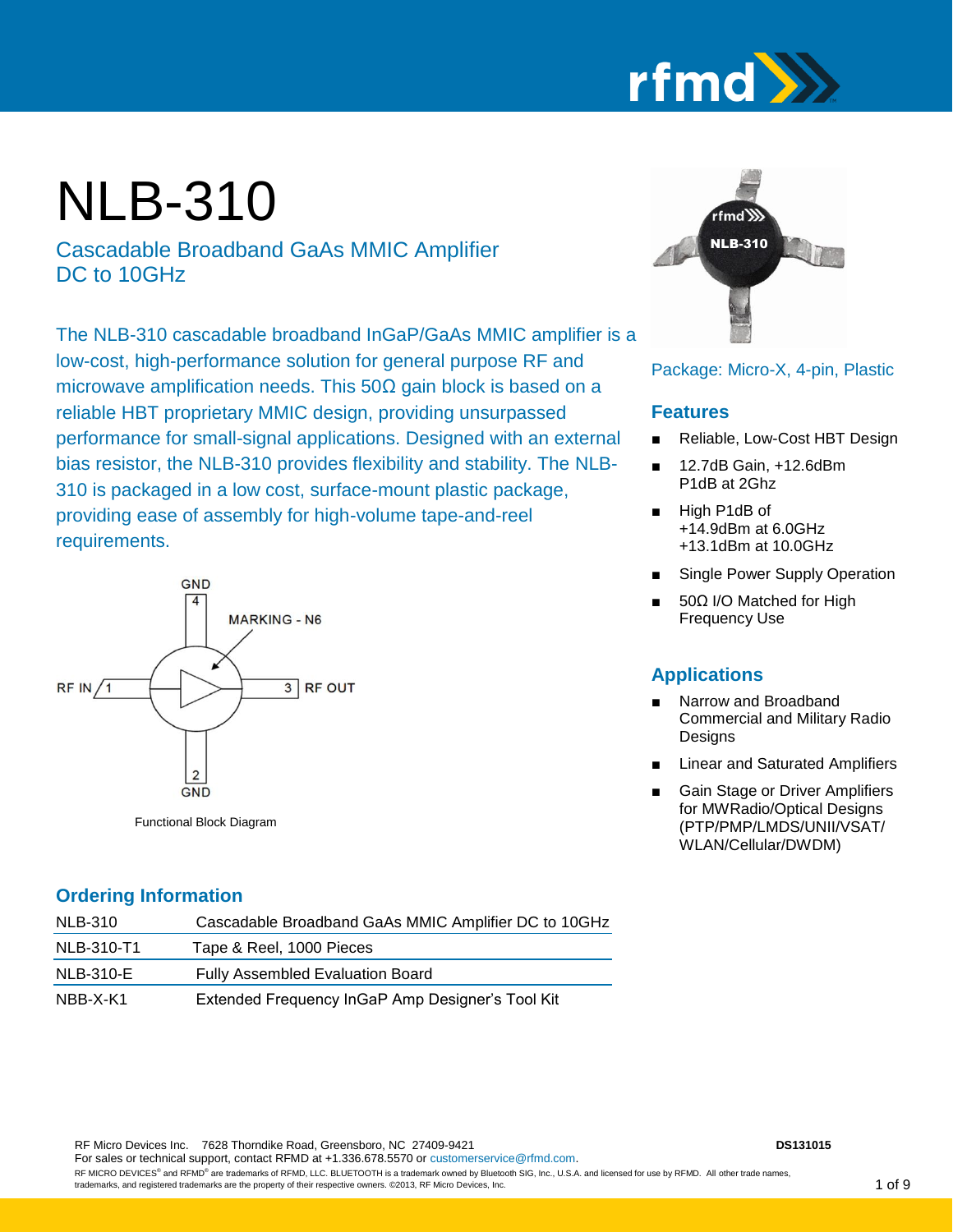# NLB-310

## Cascadable Broadband GaAs MMIC Amplifier DC to 10GHz

The NLB-310 cascadable broadband InGaP/GaAs MMIC amplifier is a low-cost, high-performance solution for general purpose RF and microwave amplification needs. This 50Ω gain block is based on a reliable HBT proprietary MMIC design, providing unsurpassed performance for small-signal applications. Designed with an external bias resistor, the NLB-310 provides flexibility and stability. The NLB-310 is packaged in a low cost, surface-mount plastic package, providing ease of assembly for high-volume tape-and-reel requirements.

GND 4

MARKING - N6

RF IN 1

3 RF OUT

2 GND

Functional Block Diagram

Package: Micro-X, 4-pin, Plastic

### Features

- Reliable, Low-Cost HBT Design
- 12.7dB Gain, +12.6dBm P1dB at 2Ghz
- High P1dB of +14.9dBm at 6.0GHz +13.1dBm at 10.0GHz
- Single Power Supply Operation
- 50Ω I/O Matched for High Frequency Use

### Applications

- Narrow and Broadband Commercial and Military Radio Designs
- Linear and Saturated Amplifiers
- Gain Stage or Driver Amplifiers for MWRadio/Optical Designs (PTP/PMP/LMDS/UNII/VSAT/WLAN/Cellular/DWDM)

### Ordering Information

| | |
|---|---|
| NLB-310 | Cascadable Broadband GaAs MMIC Amplifier DC to 10GHz |
| NLB-310-T1 | Tape & Reel, 1000 Pieces |
| NLB-310-E | Fully Assembled Evaluation Board |
| NBB-X-K1 | Extended Frequency InGaP Amp Designer's Tool Kit |

RF Micro Devices Inc. 7628 Thorndike Road, Greensboro, NC 27409-9421 DS131015
For sales or technical support, contact RFMD at +1.336.678.5570 or customerservice@rfmd.com.
RF MICRO DEVICES® and RFMD® are trademarks of RFMD, LLC. BLUETOOTH is a trademark owned by Bluetooth SIG, Inc., U.S.A. and licensed for use by RFMD. All other trade names, trademarks, and registered trademarks are the property of their respective owners. ©2013, RF Micro Devices, Inc.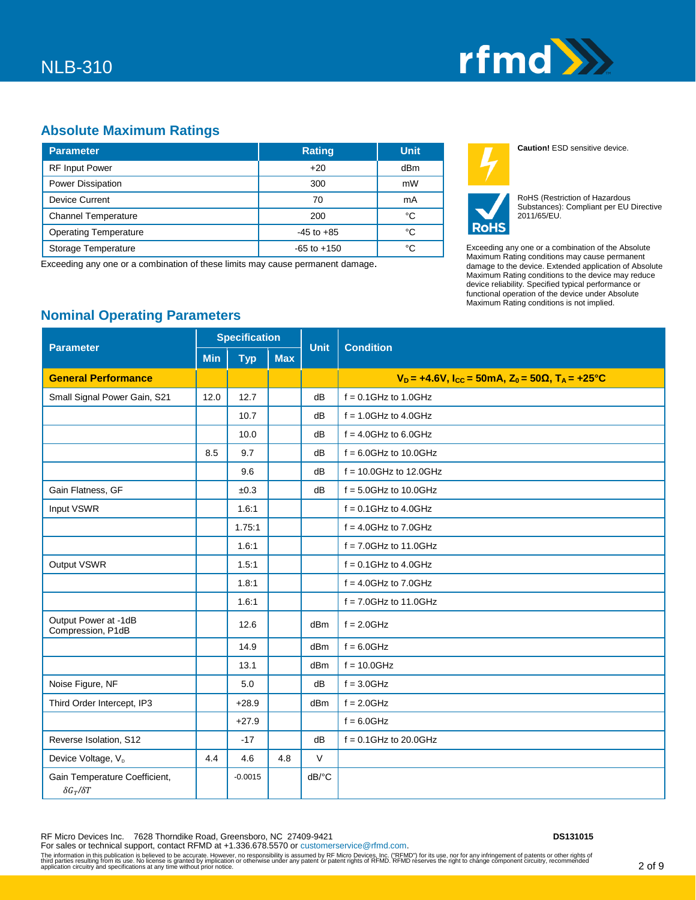## Absolute Maximum Ratings

| Parameter | Rating | Unit |
|---|---|---|
| RF Input Power | +20 | dBm |
| Power Dissipation | 300 | mW |
| Device Current | 70 | mA |
| Channel Temperature | 200 | °C |
| Operating Temperature | -45 to +85 | °C |
| Storage Temperature | -65 to +150 | °C |

Exceeding any one or a combination of these limits may cause permanent damage.

**Caution!** ESD sensitive device.

RoHS (Restriction of Hazardous Substances): Compliant per EU Directive 2011/65/EU.

Exceeding any one or a combination of the Absolute Maximum Rating conditions may cause permanent damage to the device. Extended application of Absolute Maximum Rating conditions to the device may reduce device reliability. Specified typical performance or functional operation of the device under Absolute Maximum Rating conditions is not implied.

## Nominal Operating Parameters

| Parameter | Specification | | | Unit | Condition |
|---|---|---|---|---|---|
| | Min | Typ | Max | | |
| **General Performance** | | | | | **$V_D$ = +4.6V, $I_{CC}$ = 50mA, $Z_0$ = 50Ω, $T_A$ = +25°C** |
| Small Signal Power Gain, S21 | 12.0 | 12.7 | | dB | f = 0.1GHz to 1.0GHz |
| | | 10.7 | | dB | f = 1.0GHz to 4.0GHz |
| | | 10.0 | | dB | f = 4.0GHz to 6.0GHz |
| | 8.5 | 9.7 | | dB | f = 6.0GHz to 10.0GHz |
| | | 9.6 | | dB | f = 10.0GHz to 12.0GHz |
| Gain Flatness, GF | | ±0.3 | | dB | f = 5.0GHz to 10.0GHz |
| Input VSWR | | 1.6:1 | | | f = 0.1GHz to 4.0GHz |
| | | 1.75:1 | | | f = 4.0GHz to 7.0GHz |
| | | 1.6:1 | | | f = 7.0GHz to 11.0GHz |
| Output VSWR | | 1.5:1 | | | f = 0.1GHz to 4.0GHz |
| | | 1.8:1 | | | f = 4.0GHz to 7.0GHz |
| | | 1.6:1 | | | f = 7.0GHz to 11.0GHz |
| Output Power at -1dB Compression, P1dB | | 12.6 | | dBm | f = 2.0GHz |
| | | 14.9 | | dBm | f = 6.0GHz |
| | | 13.1 | | dBm | f = 10.0GHz |
| Noise Figure, NF | | 5.0 | | dB | f = 3.0GHz |
| Third Order Intercept, IP3 | | +28.9 | | dBm | f = 2.0GHz |
| | | +27.9 | | | f = 6.0GHz |
| Reverse Isolation, S12 | | -17 | | dB | f = 0.1GHz to 20.0GHz |
| Device Voltage, $V_D$ | 4.4 | 4.6 | 4.8 | V | |
| Gain Temperature Coefficient, $\delta G_T/\delta T$ | | -0.0015 | | dB/°C | |

RF Micro Devices Inc. 7628 Thorndike Road, Greensboro, NC 27409-9421 DS131015

For sales or technical support, contact RFMD at +1.336.678.5570 or customerservice@rfmd.com.

The information in this publication is believed to be accurate. However, no responsibility is assumed by RF Micro Devices, Inc. ("RFMD") for its use, nor for any infringement of patents or other rights of third parties resulting from its use. No license is granted by implication or otherwise under any patent or patent rights of RFMD. RFMD reserves the right to change component circuitry, recommended application circuitry and specifications at any time without prior notice.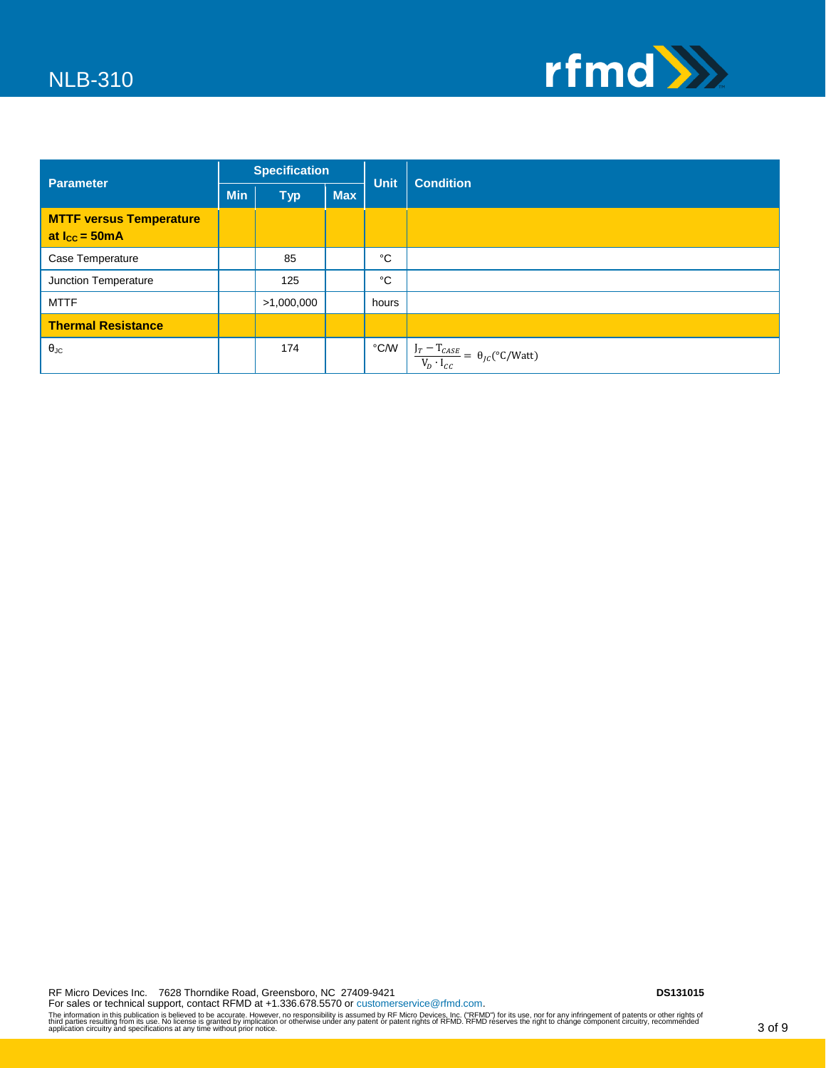| Parameter | Specification | | | Unit | Condition |
|---|---|---|---|---|---|
| | Min | Typ | Max | | |
| **MTTF versus Temperature at $I_{CC}$ = 50mA** | | | | | |
| Case Temperature | | 85 | | °C | |
| Junction Temperature | | 125 | | °C | |
| MTTF | | >1,000,000 | | hours | |
| **Thermal Resistance** | | | | | |
| $\theta_{JC}$ | | 174 | | °C/W | $\frac{J_T - T_{CASE}}{V_D \cdot I_{CC}} = \theta_{JC}(°C/Watt)$ |

RF Micro Devices Inc. 7628 Thorndike Road, Greensboro, NC 27409-9421
For sales or technical support, contact RFMD at +1.336.678.5570 or customerservice@rfmd.com.

The information in this publication is believed to be accurate. However, no responsibility is assumed by RF Micro Devices, Inc. ("RFMD") for its use, nor for any infringement of patents or other rights of third parties resulting from its use. No license is granted by implication or otherwise under any patent or patent rights of RFMD. RFMD reserves the right to change component circuitry, recommended application circuitry and specifications at any time without prior notice.

DS131015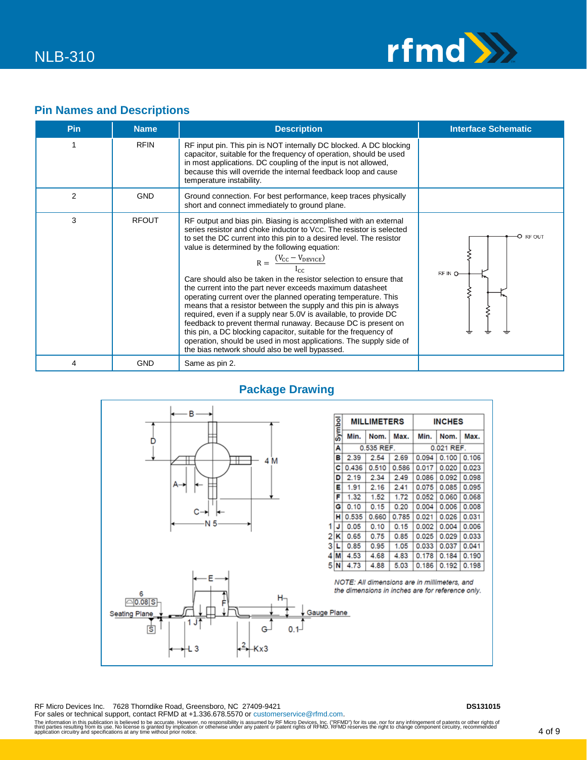## Pin Names and Descriptions

| Pin | Name | Description | Interface Schematic |
|---|---|---|---|
| 1 | RFIN | RF input pin. This pin is NOT internally DC blocked. A DC blocking capacitor, suitable for the frequency of operation, should be used in most applications. DC coupling of the input is not allowed, because this will override the internal feedback loop and cause temperature instability. | |
| 2 | GND | Ground connection. For best performance, keep traces physically short and connect immediately to ground plane. | |
| 3 | RFOUT | RF output and bias pin. Biasing is accomplished with an external series resistor and choke inductor to $V_{CC}$. The resistor is selected to set the DC current into this pin to a desired level. The resistor value is determined by the following equation: $$R = \frac{(V_{CC} - V_{DEVICE})}{I_{CC}}$$ Care should also be taken in the resistor selection to ensure that the current into the part never exceeds maximum datasheet operating current over the planned operating temperature. This means that a resistor between the supply and this pin is always required, even if a supply near 5.0V is available, to provide DC feedback to prevent thermal runaway. Because DC is present on this pin, a DC blocking capacitor, suitable for the frequency of operation, should be used in most applications. The supply side of the bias network should also be well bypassed. | RF OUT, RF IN |
| 4 | GND | Same as pin 2. | |

## Package Drawing

| Symbol | MILLIMETERS Min. | MILLIMETERS Nom. | MILLIMETERS Max. | INCHES Min. | INCHES Nom. | INCHES Max. |
|---|---|---|---|---|---|---|
| A | | 0.535 REF. | | | 0.021 REF. | |
| B | 2.39 | 2.54 | 2.69 | 0.094 | 0.100 | 0.106 |
| C | 0.436 | 0.510 | 0.586 | 0.017 | 0.020 | 0.023 |
| D | 2.19 | 2.34 | 2.49 | 0.086 | 0.092 | 0.098 |
| E | 1.91 | 2.16 | 2.41 | 0.075 | 0.085 | 0.095 |
| F | 1.32 | 1.52 | 1.72 | 0.052 | 0.060 | 0.068 |
| G | 0.10 | 0.15 | 0.20 | 0.004 | 0.006 | 0.008 |
| H | 0.535 | 0.660 | 0.785 | 0.021 | 0.026 | 0.031 |
| 1 J | 0.05 | 0.10 | 0.15 | 0.002 | 0.004 | 0.006 |
| 2 K | 0.65 | 0.75 | 0.85 | 0.025 | 0.029 | 0.033 |
| 3 L | 0.85 | 0.95 | 1.05 | 0.033 | 0.037 | 0.041 |
| 4 M | 4.53 | 4.68 | 4.83 | 0.178 | 0.184 | 0.190 |
| 5 N | 4.73 | 4.88 | 5.03 | 0.186 | 0.192 | 0.198 |

*NOTE: All dimensions are in millimeters, and the dimensions in inches are for reference only.*

Seating Plane, Gauge Plane, 0.08 S, 0.1

RF Micro Devices Inc. 7628 Thorndike Road, Greensboro, NC 27409-9421
For sales or technical support, contact RFMD at +1.336.678.5570 or customerservice@rfmd.com.

DS131015

The information in this publication is believed to be accurate. However, no responsibility is assumed by RF Micro Devices, Inc. ("RFMD") for its use, nor for any infringement of patents or other rights of third parties resulting from its use. No license is granted by implication or otherwise under any patent or patent rights of RFMD. RFMD reserves the right to change component circuitry, recommended application circuitry and specifications at any time without prior notice.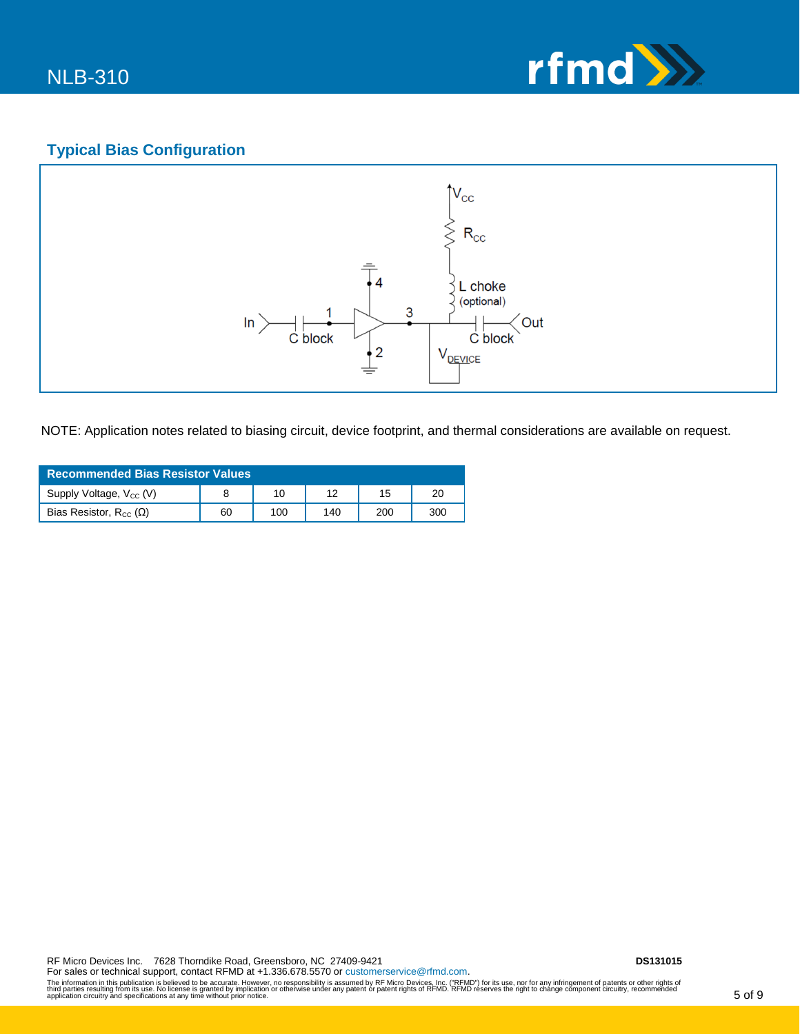## Typical Bias Configuration

NOTE: Application notes related to biasing circuit, device footprint, and thermal considerations are available on request.

| Recommended Bias Resistor Values | | | | | |
|---|---|---|---|---|---|
| Supply Voltage, $V_{CC}$ (V) | 8 | 10 | 12 | 15 | 20 |
| Bias Resistor, $R_{CC}$ (Ω) | 60 | 100 | 140 | 200 | 300 |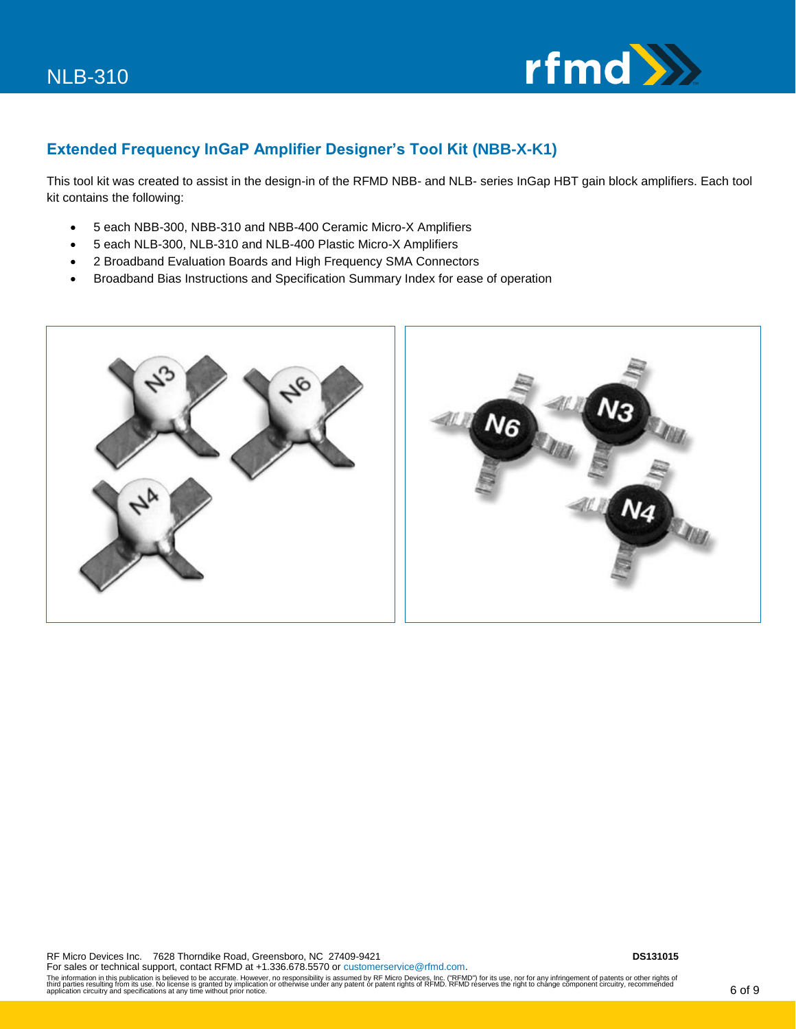## Extended Frequency InGaP Amplifier Designer's Tool Kit (NBB-X-K1)

This tool kit was created to assist in the design-in of the RFMD NBB- and NLB- series InGap HBT gain block amplifiers. Each tool kit contains the following:

- 5 each NBB-300, NBB-310 and NBB-400 Ceramic Micro-X Amplifiers
- 5 each NLB-300, NLB-310 and NLB-400 Plastic Micro-X Amplifiers
- 2 Broadband Evaluation Boards and High Frequency SMA Connectors
- Broadband Bias Instructions and Specification Summary Index for ease of operation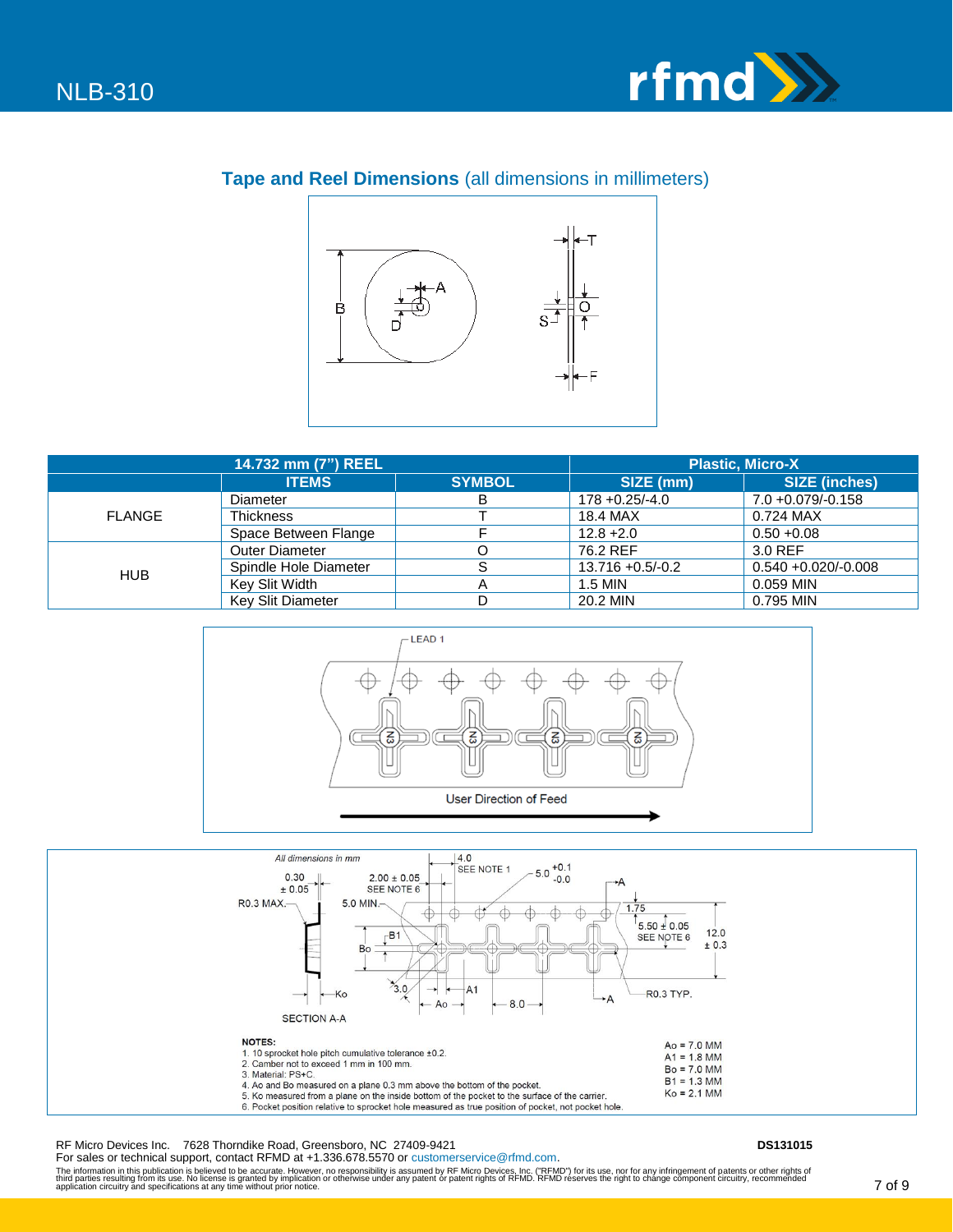## Tape and Reel Dimensions (all dimensions in millimeters)

| 14.732 mm (7") REEL | | | Plastic, Micro-X | |
|---|---|---|---|---|
| | ITEMS | SYMBOL | SIZE (mm) | SIZE (inches) |
| FLANGE | Diameter | B | 178 +0.25/-4.0 | 7.0 +0.079/-0.158 |
| | Thickness | T | 18.4 MAX | 0.724 MAX |
| | Space Between Flange | F | 12.8 +2.0 | 0.50 +0.08 |
| HUB | Outer Diameter | O | 76.2 REF | 3.0 REF |
| | Spindle Hole Diameter | S | 13.716 +0.5/-0.2 | 0.540 +0.020/-0.008 |
| | Key Slit Width | A | 1.5 MIN | 0.059 MIN |
| | Key Slit Diameter | D | 20.2 MIN | 0.795 MIN |

LEAD 1

User Direction of Feed

All dimensions in mm

SECTION A-A

**NOTES:**

1. 10 sprocket hole pitch cumulative tolerance ±0.2.
2. Camber not to exceed 1 mm in 100 mm.
3. Material: PS+C.
4. Ao and Bo measured on a plane 0.3 mm above the bottom of the pocket.
5. Ko measured from a plane on the inside bottom of the pocket to the surface of the carrier.
6. Pocket position relative to sprocket hole measured as true position of pocket, not pocket hole.

Ao = 7.0 MM
A1 = 1.8 MM
Bo = 7.0 MM
B1 = 1.3 MM
Ko = 2.1 MM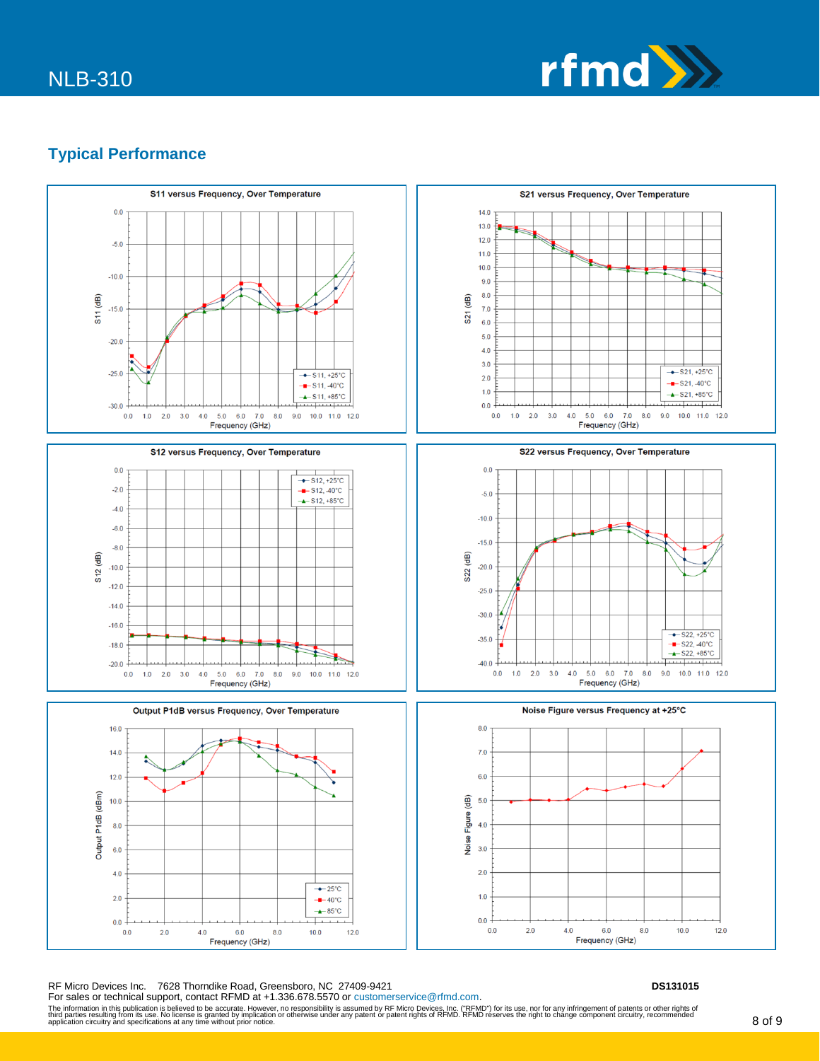## Typical Performance

**S11 versus Frequency, Over Temperature**

**S21 versus Frequency, Over Temperature**

**S12 versus Frequency, Over Temperature**

**S22 versus Frequency, Over Temperature**

**Output P1dB versus Frequency, Over Temperature**

**Noise Figure versus Frequency at +25°C**

RF Micro Devices Inc. 7628 Thorndike Road, Greensboro, NC 27409-9421 **DS131015**

For sales or technical support, contact RFMD at +1.336.678.5570 or customerservice@rfmd.com.

The information in this publication is believed to be accurate. However, no responsibility is assumed by RF Micro Devices, Inc. ("RFMD") for its use, nor for any infringement of patents or other rights of third parties resulting from its use. No license is granted by implication or otherwise under any patent or patent rights of RFMD. RFMD reserves the right to change component circuitry, recommended application circuitry and specifications at any time without prior notice.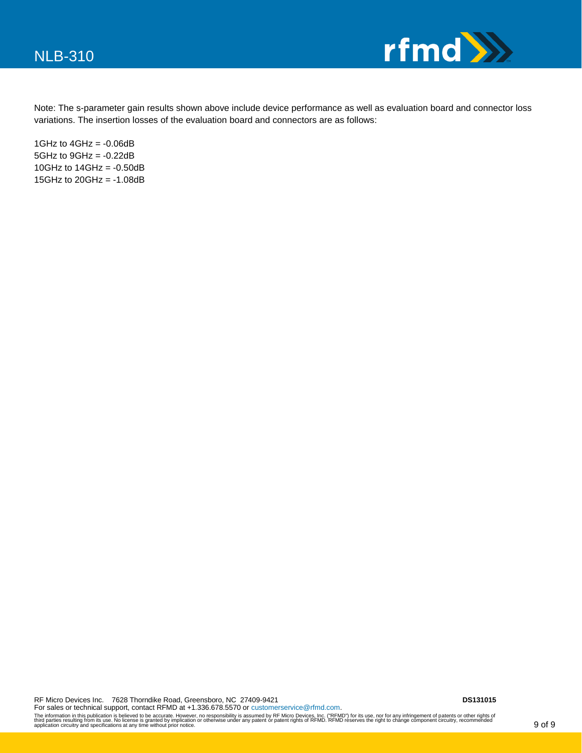Note: The s-parameter gain results shown above include device performance as well as evaluation board and connector loss variations. The insertion losses of the evaluation board and connectors are as follows:

1GHz to 4GHz = -0.06dB
5GHz to 9GHz = -0.22dB
10GHz to 14GHz = -0.50dB
15GHz to 20GHz = -1.08dB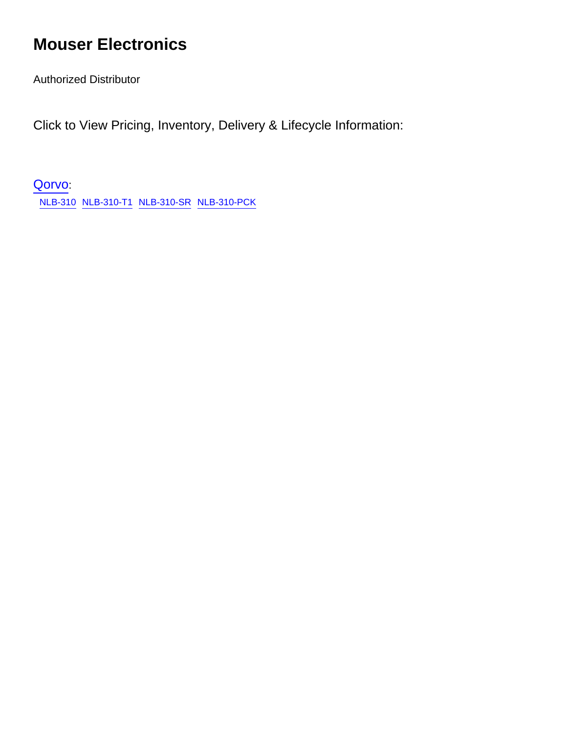# Mouser Electronics

Authorized Distributor

Click to View Pricing, Inventory, Delivery & Lifecycle Information:

Qorvo:

NLB-310 NLB-310-T1 NLB-310-SR NLB-310-PCK